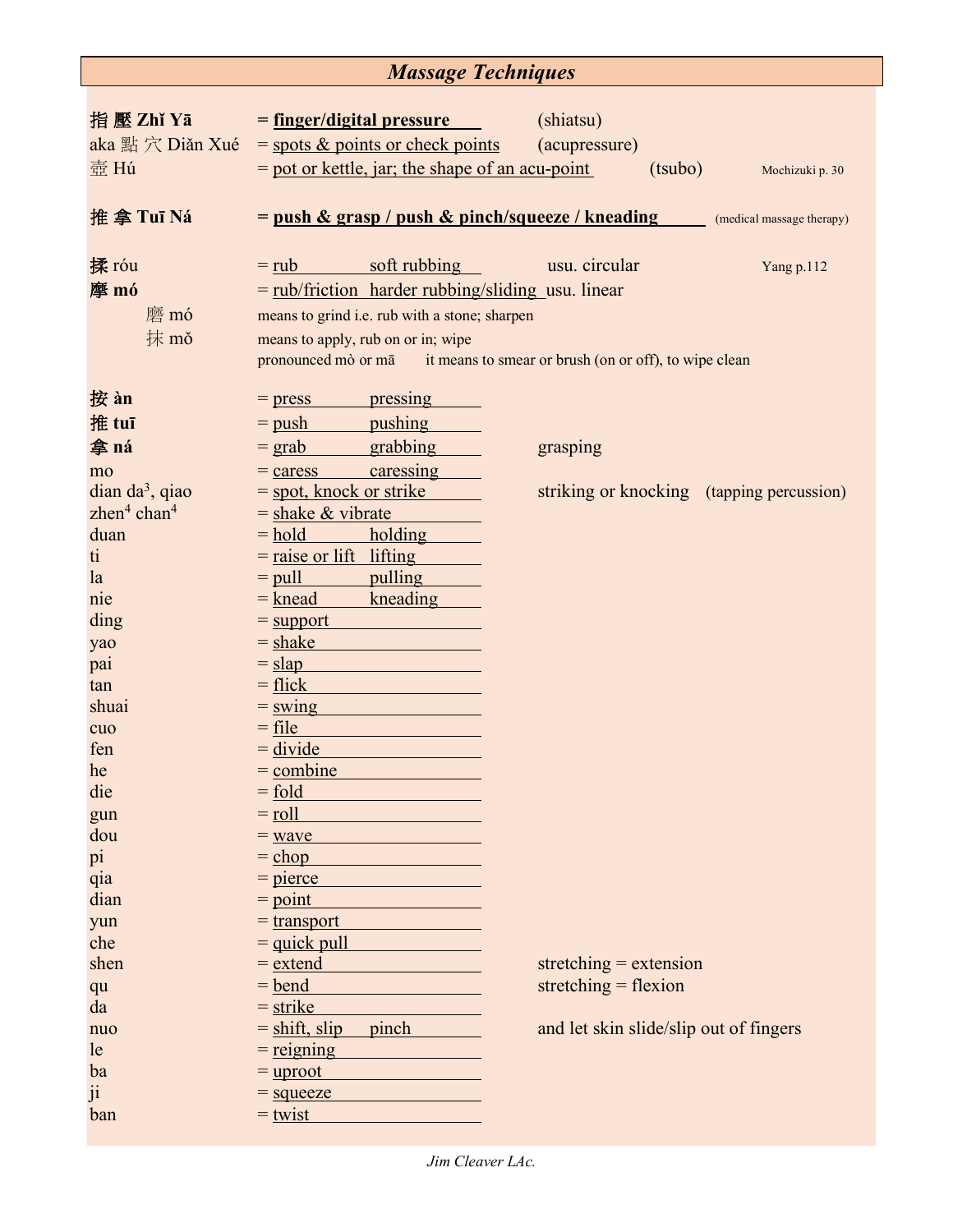# *Massage Techniques*

| | | | |
|---|---|---|---|
| **指 壓 Zhǐ Yā** | **= finger/digital pressure** | (shiatsu) | |
| aka 點 穴 Diǎn Xué | = spots & points or check points | (acupressure) | |
| 壺 Hú | = pot or kettle, jar; the shape of an acu-point | (tsubo) | Mochizuki p. 30 |
| | | | |
| **推 拿 Tuī Ná** | **= push & grasp / push & pinch/squeeze / kneading** | | (medical massage therapy) |
| | | | |
| **揉** róu | = rub   soft rubbing | usu. circular | Yang p.112 |
| **摩 mó** | = rub/friction   harder rubbing/sliding | usu. linear | |
| 磨 mó | means to grind i.e. rub with a stone; sharpen | | |
| 抹 mǒ | means to apply, rub on or in; wipe | | |
| | pronounced mò or mā   it means to smear or brush (on or off), to wipe clean | | |
| | | | |
| **按 àn** | = press   pressing | | |
| **推 tuī** | = push   pushing | | |
| **拿 ná** | = grab   grabbing | grasping | |
| mo | = caress   caressing | | |
| dian da[3], qiao | = spot, knock or strike | striking or knocking | (tapping percussion) |
| zhen[4] chan[4] | = shake & vibrate | | |
| duan | = hold   holding | | |
| ti | = raise or lift   lifting | | |
| la | = pull   pulling | | |
| nie | = knead   kneading | | |
| ding | = support | | |
| yao | = shake | | |
| pai | = slap | | |
| tan | = flick | | |
| shuai | = swing | | |
| cuo | = file | | |
| fen | = divide | | |
| he | = combine | | |
| die | = fold | | |
| gun | = roll | | |
| dou | = wave | | |
| pi | = chop | | |
| qia | = pierce | | |
| dian | = point | | |
| yun | = transport | | |
| che | = quick pull | | |
| shen | = extend | stretching = extension | |
| qu | = bend | stretching = flexion | |
| da | = strike | | |
| nuo | = shift, slip   pinch | and let skin slide/slip out of fingers | |
| le | = reigning | | |
| ba | = uproot | | |
| ji | = squeeze | | |
| ban | = twist | | |

*Jim Cleaver LAc.*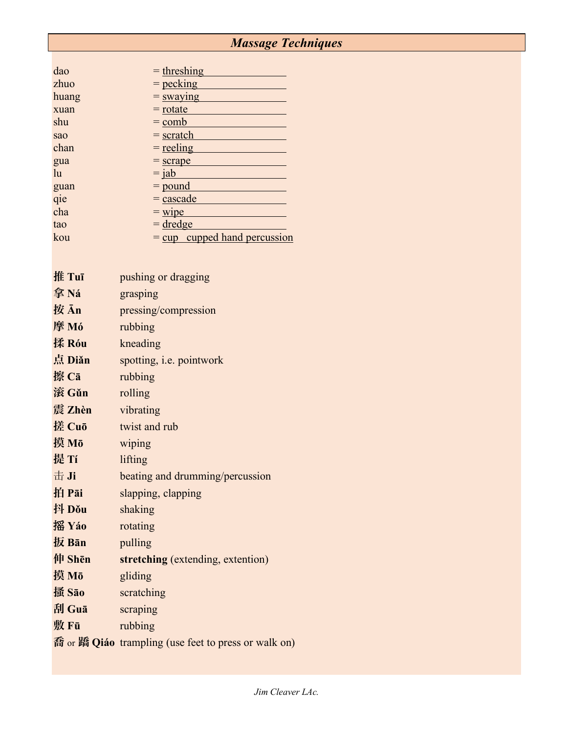## *Massage Techniques*

| | |
|---|---|
| dao | = threshing |
| zhuo | = pecking |
| huang | = swaying |
| xuan | = rotate |
| shu | = comb |
| sao | = scratch |
| chan | = reeling |
| gua | = scrape |
| lu | = jab |
| guan | = pound |
| qie | = cascade |
| cha | = wipe |
| tao | = dredge |
| kou | = cup cupped hand percussion |

| | |
|---|---|
| **推 Tuī** | pushing or dragging |
| **拿 Ná** | grasping |
| **按 Ān** | pressing/compression |
| **摩 Mó** | rubbing |
| **揉 Róu** | kneading |
| **点 Diǎn** | spotting, i.e. pointwork |
| **擦 Cā** | rubbing |
| **滚 Gǔn** | rolling |
| **震 Zhèn** | vibrating |
| **搓 Cuō** | twist and rub |
| **摸 Mō** | wiping |
| **提 Tí** | lifting |
| 击 **Ji** | beating and drumming/percussion |
| **拍 Pāi** | slapping, clapping |
| **抖 Dǒu** | shaking |
| **摇 Yáo** | rotating |
| **扳 Bān** | pulling |
| **伸 Shēn** | **stretching** (extending, extention) |
| **摸 Mō** | gliding |
| **搔 Sāo** | scratching |
| **刮 Guā** | scraping |
| **敷 Fū** | rubbing |
| **喬** or **蹻 Qiáo** | trampling (use feet to press or walk on) |

*Jim Cleaver LAc.*